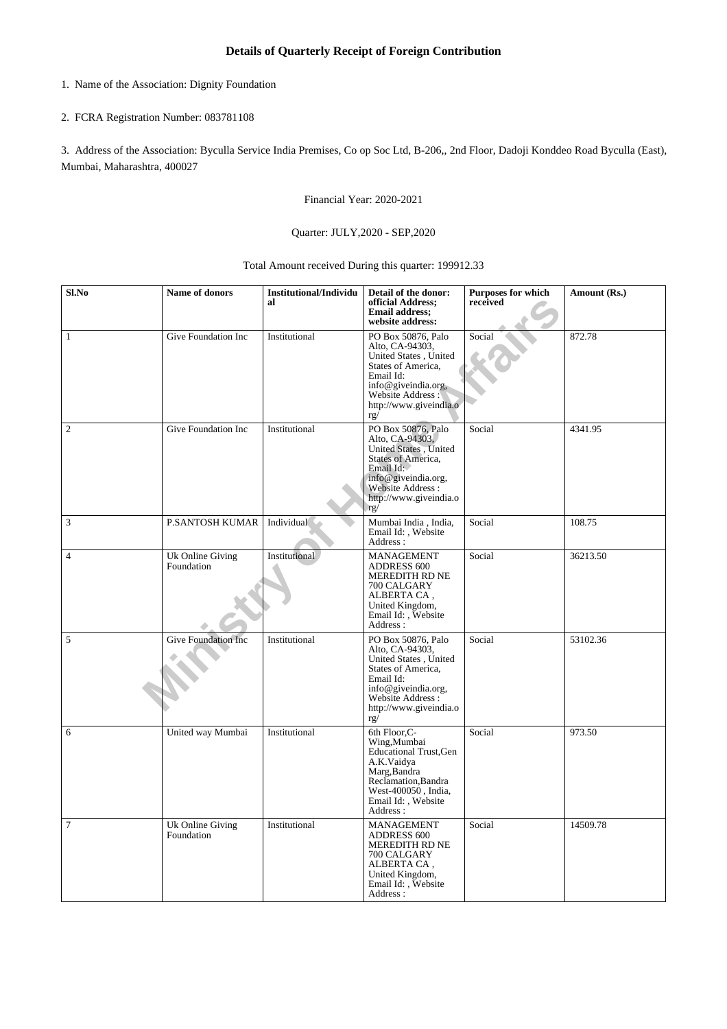# Details of Quarterly Receipt of Foreign Contribution

1. Name of the Association: Dignity Foundation

2. FCRA Registration Number: 083781108

3. Address of the Association: Byculla Service India Premises, Co op Soc Ltd, B-206,, 2nd Floor, Dadoji Konddeo Road Byculla (East), Mumbai, Maharashtra, 400027

Financial Year: 2020-2021

Quarter: JULY,2020 - SEP,2020

Total Amount received During this quarter: 199912.33

| Sl.No | Name of donors | Institutional/Individual | Detail of the donor: official Address; Email address; website address: | Purposes for which received | Amount (Rs.) |
|---|---|---|---|---|---|
| 1 | Give Foundation Inc | Institutional | PO Box 50876, Palo Alto, CA-94303, United States , United States of America, Email Id: info@giveindia.org, Website Address : http://www.giveindia.org/ | Social | 872.78 |
| 2 | Give Foundation Inc | Institutional | PO Box 50876, Palo Alto, CA-94303, United States , United States of America, Email Id: info@giveindia.org, Website Address : http://www.giveindia.org/ | Social | 4341.95 |
| 3 | P.SANTOSH KUMAR | Individual | Mumbai India , India, Email Id: , Website Address : | Social | 108.75 |
| 4 | Uk Online Giving Foundation | Institutional | MANAGEMENT ADDRESS 600 MEREDITH RD NE 700 CALGARY ALBERTA CA , United Kingdom, Email Id: , Website Address : | Social | 36213.50 |
| 5 | Give Foundation Inc | Institutional | PO Box 50876, Palo Alto, CA-94303, United States , United States of America, Email Id: info@giveindia.org, Website Address : http://www.giveindia.org/ | Social | 53102.36 |
| 6 | United way Mumbai | Institutional | 6th Floor,C-Wing,Mumbai Educational Trust,Gen A.K.Vaidya Marg,Bandra Reclamation,Bandra West-400050 , India, Email Id: , Website Address : | Social | 973.50 |
| 7 | Uk Online Giving Foundation | Institutional | MANAGEMENT ADDRESS 600 MEREDITH RD NE 700 CALGARY ALBERTA CA , United Kingdom, Email Id: , Website Address : | Social | 14509.78 |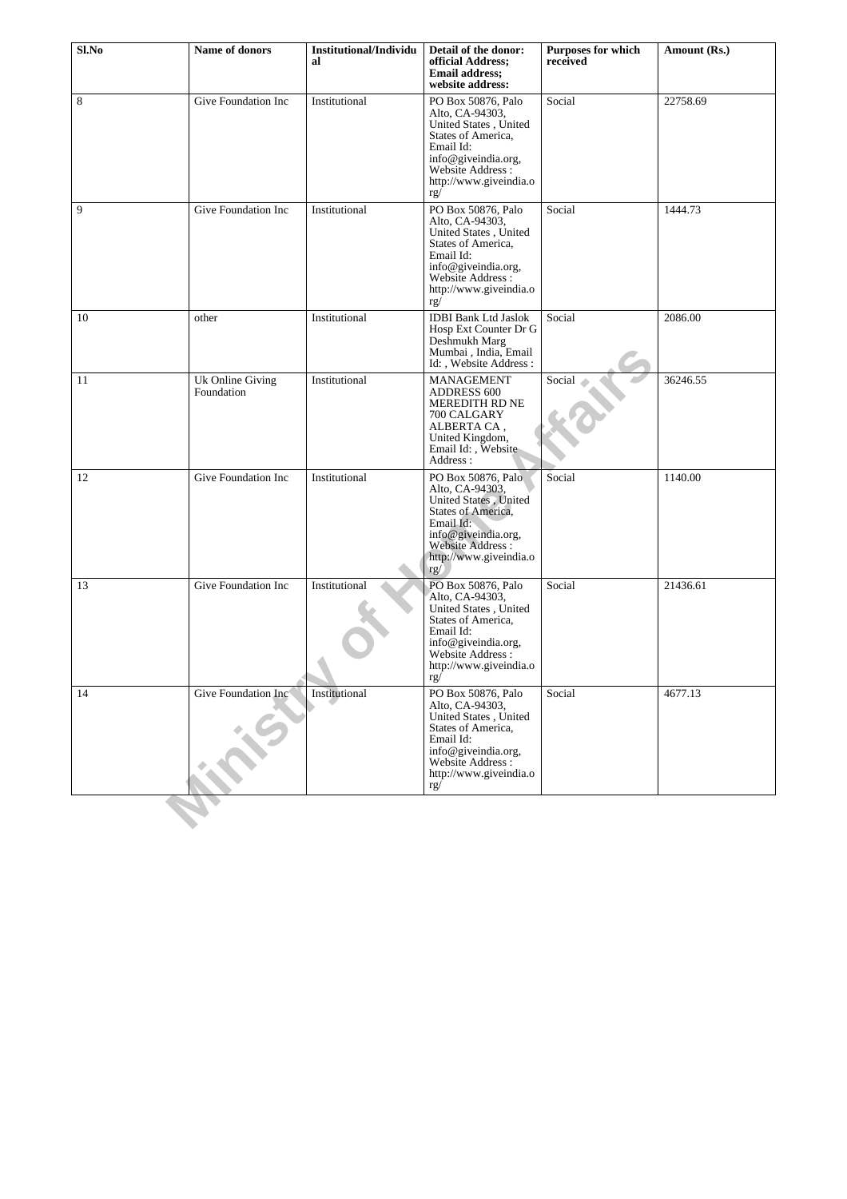| Sl.No | Name of donors | Institutional/Individual | Detail of the donor: official Address; Email address; website address: | Purposes for which received | Amount (Rs.) |
|---|---|---|---|---|---|
| 8 | Give Foundation Inc | Institutional | PO Box 50876, Palo Alto, CA-94303, United States , United States of America, Email Id: info@giveindia.org, Website Address : http://www.giveindia.org/ | Social | 22758.69 |
| 9 | Give Foundation Inc | Institutional | PO Box 50876, Palo Alto, CA-94303, United States , United States of America, Email Id: info@giveindia.org, Website Address : http://www.giveindia.org/ | Social | 1444.73 |
| 10 | other | Institutional | IDBI Bank Ltd Jaslok Hosp Ext Counter Dr G Deshmukh Marg Mumbai , India, Email Id: , Website Address : | Social | 2086.00 |
| 11 | Uk Online Giving Foundation | Institutional | MANAGEMENT ADDRESS 600 MEREDITH RD NE 700 CALGARY ALBERTA CA , United Kingdom, Email Id: , Website Address : | Social | 36246.55 |
| 12 | Give Foundation Inc | Institutional | PO Box 50876, Palo Alto, CA-94303, United States , United States of America, Email Id: info@giveindia.org, Website Address : http://www.giveindia.org/ | Social | 1140.00 |
| 13 | Give Foundation Inc | Institutional | PO Box 50876, Palo Alto, CA-94303, United States , United States of America, Email Id: info@giveindia.org, Website Address : http://www.giveindia.org/ | Social | 21436.61 |
| 14 | Give Foundation Inc | Institutional | PO Box 50876, Palo Alto, CA-94303, United States , United States of America, Email Id: info@giveindia.org, Website Address : http://www.giveindia.org/ | Social | 4677.13 |